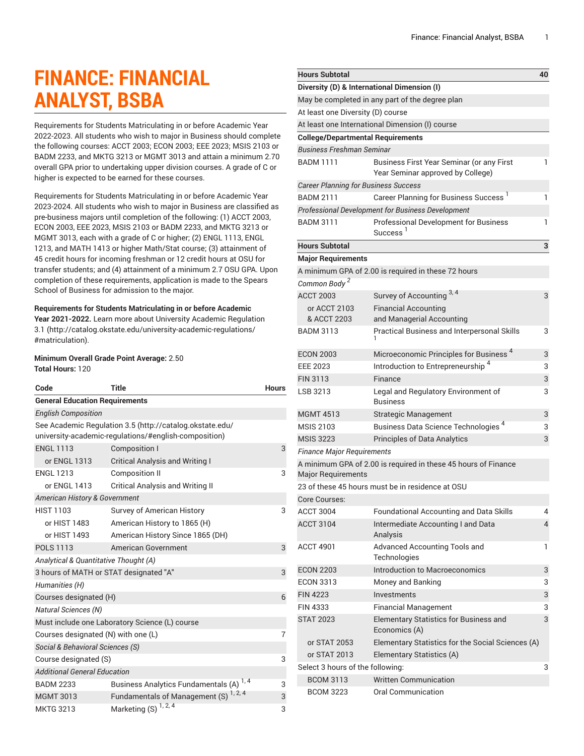# FINANCE: FINANCIAL ANALYST, BSBA

Requirements for Students Matriculating in or before Academic Year 2022-2023. All students who wish to major in Business should complete the following courses: ACCT 2003; ECON 2003; EEE 2023; MSIS 2103 or BADM 2233, and MKTG 3213 or MGMT 3013 and attain a minimum 2.70 overall GPA prior to undertaking upper division courses. A grade of C or higher is expected to be earned for these courses.

Requirements for Students Matriculating in or before Academic Year 2023-2024. All students who wish to major in Business are classified as pre-business majors until completion of the following: (1) ACCT 2003, ECON 2003, EEE 2023, MSIS 2103 or BADM 2233, and MKTG 3213 or MGMT 3013, each with a grade of C or higher; (2) ENGL 1113, ENGL 1213, and MATH 1413 or higher Math/Stat course; (3) attainment of 45 credit hours for incoming freshman or 12 credit hours at OSU for transfer students; and (4) attainment of a minimum 2.7 OSU GPA. Upon completion of these requirements, application is made to the Spears School of Business for admission to the major.

**Requirements for Students Matriculating in or before Academic Year 2021-2022.** Learn more about University Academic Regulation 3.1 (http://catalog.okstate.edu/university-academic-regulations/#matriculation).

**Minimum Overall Grade Point Average:** 2.50
**Total Hours:** 120

| Code | Title | Hours |
|---|---|---|
| **General Education Requirements** | | |
| *English Composition* | | |
| See Academic Regulation 3.5 (http://catalog.okstate.edu/university-academic-regulations/#english-composition) | | |
| ENGL 1113 | Composition I | 3 |
| or ENGL 1313 | Critical Analysis and Writing I | |
| ENGL 1213 | Composition II | 3 |
| or ENGL 1413 | Critical Analysis and Writing II | |
| *American History & Government* | | |
| HIST 1103 | Survey of American History | 3 |
| or HIST 1483 | American History to 1865 (H) | |
| or HIST 1493 | American History Since 1865 (DH) | |
| POLS 1113 | American Government | 3 |
| *Analytical & Quantitative Thought (A)* | | |
| 3 hours of MATH or STAT designated "A" | | 3 |
| *Humanities (H)* | | |
| Courses designated (H) | | 6 |
| *Natural Sciences (N)* | | |
| Must include one Laboratory Science (L) course | | |
| Courses designated (N) with one (L) | | 7 |
| *Social & Behavioral Sciences (S)* | | |
| Course designated (S) | | 3 |
| *Additional General Education* | | |
| BADM 2233 | Business Analytics Fundamentals (A) [1, 4] | 3 |
| MGMT 3013 | Fundamentals of Management (S) [1, 2, 4] | 3 |
| MKTG 3213 | Marketing (S) [1, 2, 4] | 3 |
| **Hours Subtotal** | | **40** |
| **Diversity (D) & International Dimension (I)** | | |
| May be completed in any part of the degree plan | | |
| At least one Diversity (D) course | | |
| At least one International Dimension (I) course | | |
| **College/Departmental Requirements** | | |
| *Business Freshman Seminar* | | |
| BADM 1111 | Business First Year Seminar (or any First Year Seminar approved by College) | 1 |
| *Career Planning for Business Success* | | |
| BADM 2111 | Career Planning for Business Success [1] | 1 |
| *Professional Development for Business Development* | | |
| BADM 3111 | Professional Development for Business Success [1] | 1 |
| **Hours Subtotal** | | **3** |
| **Major Requirements** | | |
| A minimum GPA of 2.00 is required in these 72 hours | | |
| *Common Body* [2] | | |
| ACCT 2003 | Survey of Accounting [3, 4] | 3 |
| or ACCT 2103 & ACCT 2203 | Financial Accounting and Managerial Accounting | |
| BADM 3113 | Practical Business and Interpersonal Skills [1] | 3 |
| ECON 2003 | Microeconomic Principles for Business [4] | 3 |
| EEE 2023 | Introduction to Entrepreneurship [4] | 3 |
| FIN 3113 | Finance | 3 |
| LSB 3213 | Legal and Regulatory Environment of Business | 3 |
| MGMT 4513 | Strategic Management | 3 |
| MSIS 2103 | Business Data Science Technologies [4] | 3 |
| MSIS 3223 | Principles of Data Analytics | 3 |
| *Finance Major Requirements* | | |
| A minimum GPA of 2.00 is required in these 45 hours of Finance Major Requirements | | |
| 23 of these 45 hours must be in residence at OSU | | |
| Core Courses: | | |
| ACCT 3004 | Foundational Accounting and Data Skills | 4 |
| ACCT 3104 | Intermediate Accounting I and Data Analysis | 4 |
| ACCT 4901 | Advanced Accounting Tools and Technologies | 1 |
| ECON 2203 | Introduction to Macroeconomics | 3 |
| ECON 3313 | Money and Banking | 3 |
| FIN 4223 | Investments | 3 |
| FIN 4333 | Financial Management | 3 |
| STAT 2023 | Elementary Statistics for Business and Economics (A) | 3 |
| or STAT 2053 | Elementary Statistics for the Social Sciences (A) | |
| or STAT 2013 | Elementary Statistics (A) | |
| Select 3 hours of the following: | | 3 |
| BCOM 3113 | Written Communication | |
| BCOM 3223 | Oral Communication | |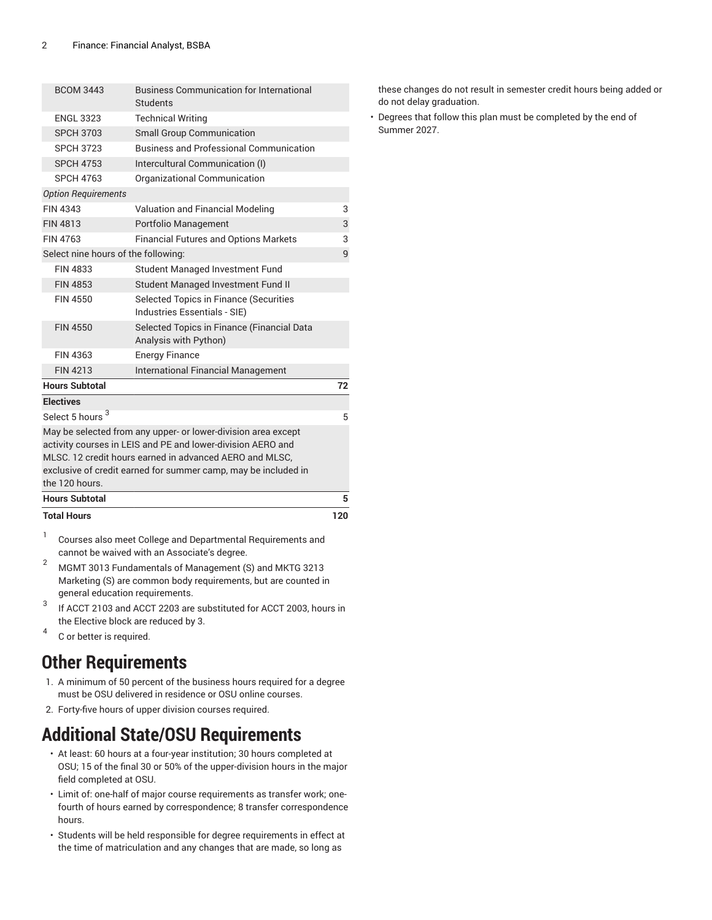| | | |
|---|---|---|
| BCOM 3443 | Business Communication for International Students | |
| ENGL 3323 | Technical Writing | |
| SPCH 3703 | Small Group Communication | |
| SPCH 3723 | Business and Professional Communication | |
| SPCH 4753 | Intercultural Communication (I) | |
| SPCH 4763 | Organizational Communication | |
| *Option Requirements* | | |
| FIN 4343 | Valuation and Financial Modeling | 3 |
| FIN 4813 | Portfolio Management | 3 |
| FIN 4763 | Financial Futures and Options Markets | 3 |
| Select nine hours of the following: | | 9 |
| FIN 4833 | Student Managed Investment Fund | |
| FIN 4853 | Student Managed Investment Fund II | |
| FIN 4550 | Selected Topics in Finance (Securities Industries Essentials - SIE) | |
| FIN 4550 | Selected Topics in Finance (Financial Data Analysis with Python) | |
| FIN 4363 | Energy Finance | |
| FIN 4213 | International Financial Management | |
| **Hours Subtotal** | | **72** |
| **Electives** | | |
| Select 5 hours [3] | | 5 |
| May be selected from any upper- or lower-division area except activity courses in LEIS and PE and lower-division AERO and MLSC. 12 credit hours earned in advanced AERO and MLSC, exclusive of credit earned for summer camp, may be included in the 120 hours. | | |
| **Hours Subtotal** | | **5** |
| **Total Hours** | | **120** |

1. Courses also meet College and Departmental Requirements and cannot be waived with an Associate's degree.
2. MGMT 3013 Fundamentals of Management (S) and MKTG 3213 Marketing (S) are common body requirements, but are counted in general education requirements.
3. If ACCT 2103 and ACCT 2203 are substituted for ACCT 2003, hours in the Elective block are reduced by 3.
4. C or better is required.

# Other Requirements

1. A minimum of 50 percent of the business hours required for a degree must be OSU delivered in residence or OSU online courses.
2. Forty-five hours of upper division courses required.

# Additional State/OSU Requirements

- At least: 60 hours at a four-year institution; 30 hours completed at OSU; 15 of the final 30 or 50% of the upper-division hours in the major field completed at OSU.
- Limit of: one-half of major course requirements as transfer work; one-fourth of hours earned by correspondence; 8 transfer correspondence hours.
- Students will be held responsible for degree requirements in effect at the time of matriculation and any changes that are made, so long as these changes do not result in semester credit hours being added or do not delay graduation.
- Degrees that follow this plan must be completed by the end of Summer 2027.